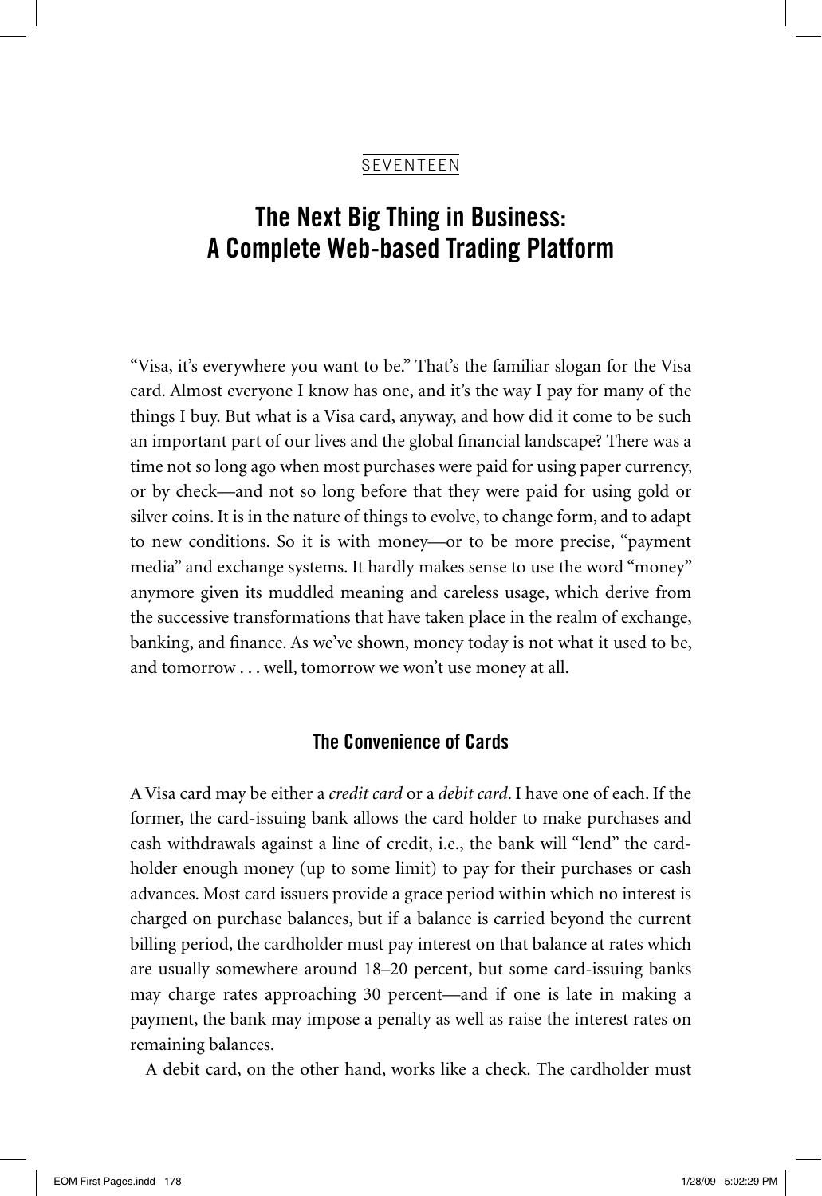SEVENTEEN

# The Next Big Thing in Business: A Complete Web-based Trading Platform

"Visa, it's everywhere you want to be." That's the familiar slogan for the Visa card. Almost everyone I know has one, and it's the way I pay for many of the things I buy. But what is a Visa card, anyway, and how did it come to be such an important part of our lives and the global financial landscape? There was a time not so long ago when most purchases were paid for using paper currency, or by check—and not so long before that they were paid for using gold or silver coins. It is in the nature of things to evolve, to change form, and to adapt to new conditions. So it is with money—or to be more precise, "payment media" and exchange systems. It hardly makes sense to use the word "money" anymore given its muddled meaning and careless usage, which derive from the successive transformations that have taken place in the realm of exchange, banking, and finance. As we've shown, money today is not what it used to be, and tomorrow . . . well, tomorrow we won't use money at all.

## The Convenience of Cards

A Visa card may be either a *credit card* or a *debit card*. I have one of each. If the former, the card-issuing bank allows the card holder to make purchases and cash withdrawals against a line of credit, i.e., the bank will "lend" the cardholder enough money (up to some limit) to pay for their purchases or cash advances. Most card issuers provide a grace period within which no interest is charged on purchase balances, but if a balance is carried beyond the current billing period, the cardholder must pay interest on that balance at rates which are usually somewhere around 18–20 percent, but some card-issuing banks may charge rates approaching 30 percent—and if one is late in making a payment, the bank may impose a penalty as well as raise the interest rates on remaining balances.

A debit card, on the other hand, works like a check. The cardholder must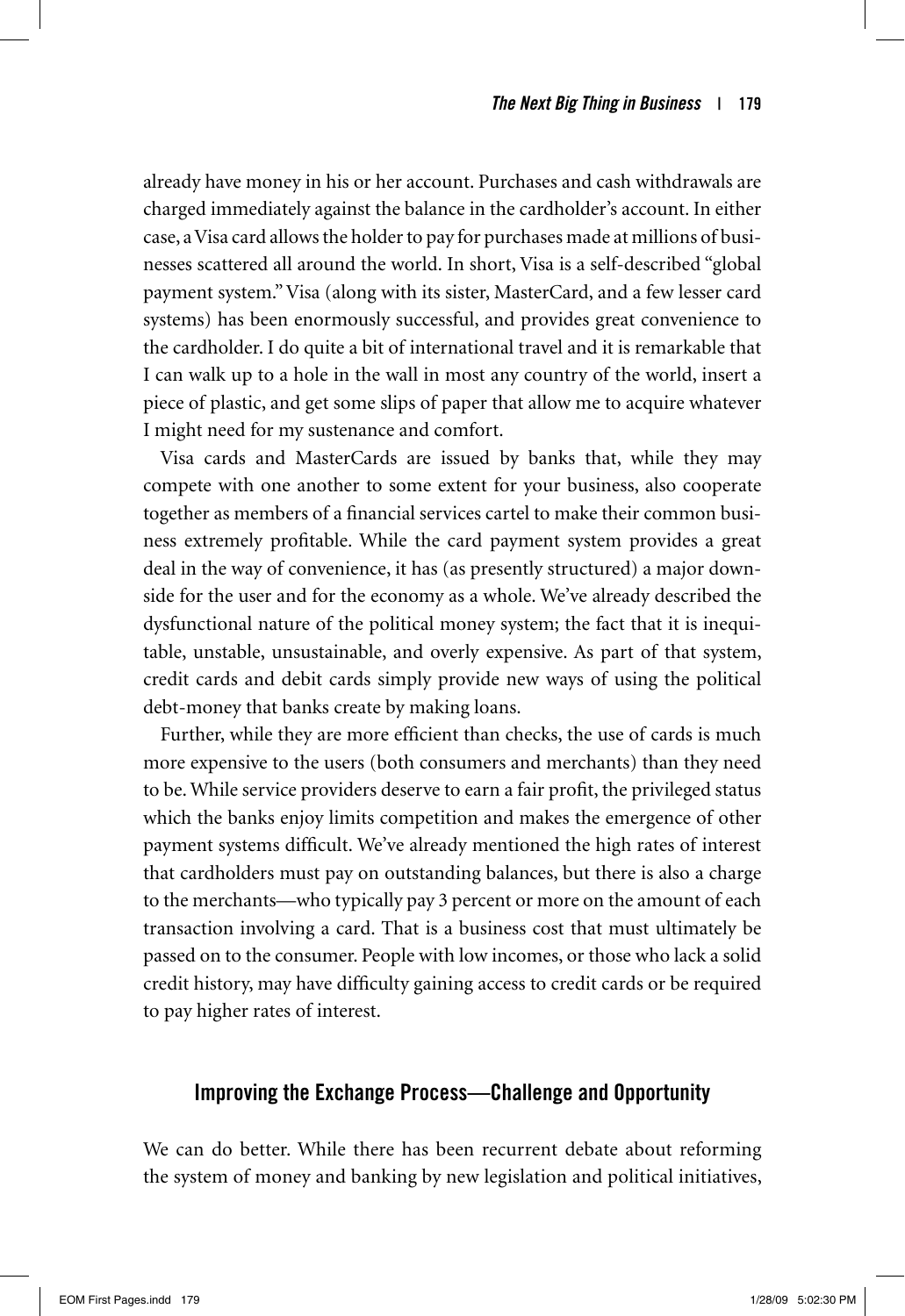already have money in his or her account. Purchases and cash withdrawals are charged immediately against the balance in the cardholder's account. In either case, a Visa card allows the holder to pay for purchases made at millions of businesses scattered all around the world. In short, Visa is a self-described "global payment system." Visa (along with its sister, MasterCard, and a few lesser card systems) has been enormously successful, and provides great convenience to the cardholder. I do quite a bit of international travel and it is remarkable that I can walk up to a hole in the wall in most any country of the world, insert a piece of plastic, and get some slips of paper that allow me to acquire whatever I might need for my sustenance and comfort.

Visa cards and MasterCards are issued by banks that, while they may compete with one another to some extent for your business, also cooperate together as members of a financial services cartel to make their common business extremely profitable. While the card payment system provides a great deal in the way of convenience, it has (as presently structured) a major downside for the user and for the economy as a whole. We've already described the dysfunctional nature of the political money system; the fact that it is inequitable, unstable, unsustainable, and overly expensive. As part of that system, credit cards and debit cards simply provide new ways of using the political debt-money that banks create by making loans.

Further, while they are more efficient than checks, the use of cards is much more expensive to the users (both consumers and merchants) than they need to be. While service providers deserve to earn a fair profit, the privileged status which the banks enjoy limits competition and makes the emergence of other payment systems difficult. We've already mentioned the high rates of interest that cardholders must pay on outstanding balances, but there is also a charge to the merchants—who typically pay 3 percent or more on the amount of each transaction involving a card. That is a business cost that must ultimately be passed on to the consumer. People with low incomes, or those who lack a solid credit history, may have difficulty gaining access to credit cards or be required to pay higher rates of interest.

## Improving the Exchange Process—Challenge and Opportunity

We can do better. While there has been recurrent debate about reforming the system of money and banking by new legislation and political initiatives,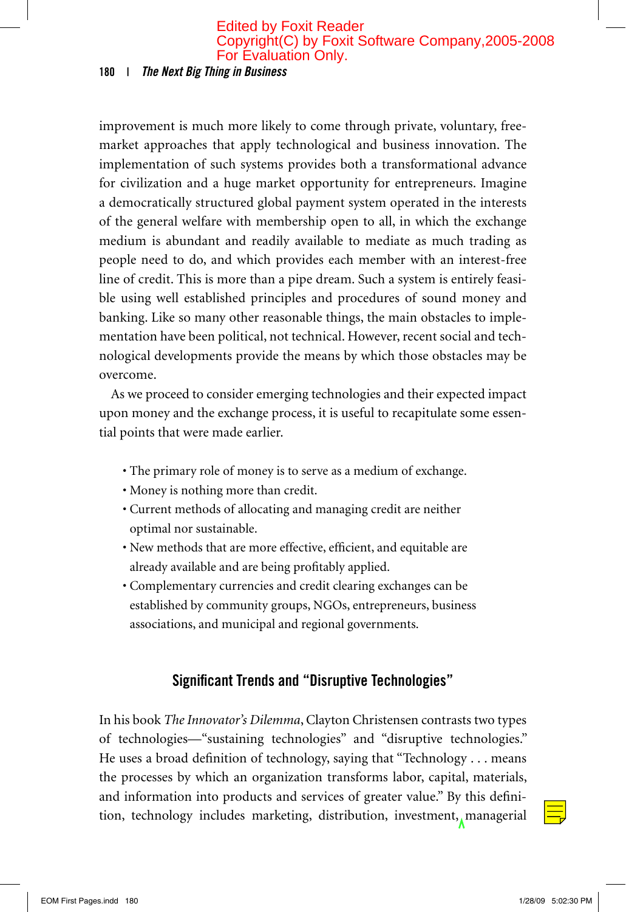improvement is much more likely to come through private, voluntary, free-market approaches that apply technological and business innovation. The implementation of such systems provides both a transformational advance for civilization and a huge market opportunity for entrepreneurs. Imagine a democratically structured global payment system operated in the interests of the general welfare with membership open to all, in which the exchange medium is abundant and readily available to mediate as much trading as people need to do, and which provides each member with an interest-free line of credit. This is more than a pipe dream. Such a system is entirely feasible using well established principles and procedures of sound money and banking. Like so many other reasonable things, the main obstacles to implementation have been political, not technical. However, recent social and technological developments provide the means by which those obstacles may be overcome.

As we proceed to consider emerging technologies and their expected impact upon money and the exchange process, it is useful to recapitulate some essential points that were made earlier.

- The primary role of money is to serve as a medium of exchange.
- Money is nothing more than credit.
- Current methods of allocating and managing credit are neither optimal nor sustainable.
- New methods that are more effective, efficient, and equitable are already available and are being profitably applied.
- Complementary currencies and credit clearing exchanges can be established by community groups, NGOs, entrepreneurs, business associations, and municipal and regional governments.

## Significant Trends and "Disruptive Technologies"

In his book *The Innovator's Dilemma*, Clayton Christensen contrasts two types of technologies—"sustaining technologies" and "disruptive technologies." He uses a broad definition of technology, saying that "Technology . . . means the processes by which an organization transforms labor, capital, materials, and information into products and services of greater value." By this definition, technology includes marketing, distribution, investment, managerial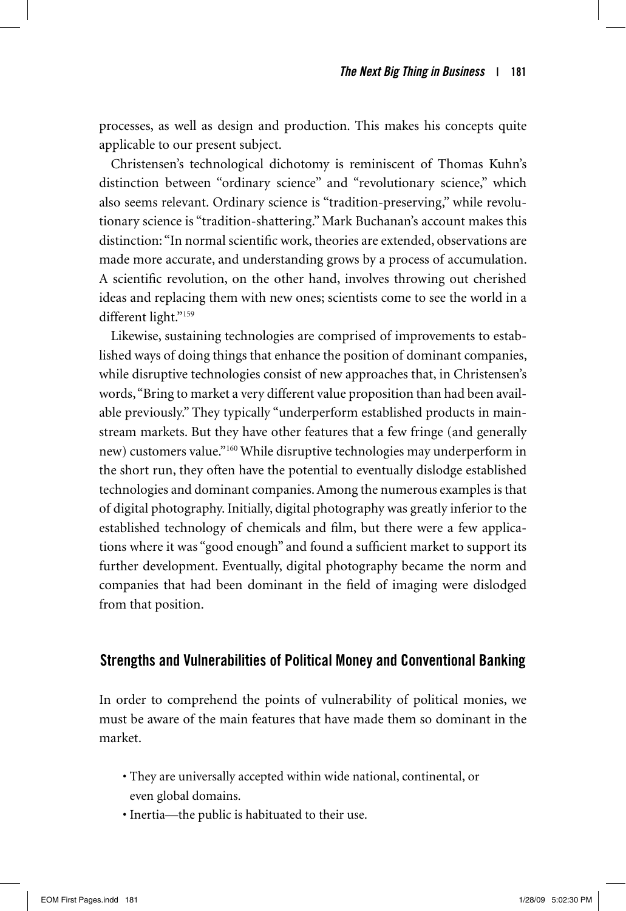processes, as well as design and production. This makes his concepts quite applicable to our present subject.

Christensen's technological dichotomy is reminiscent of Thomas Kuhn's distinction between "ordinary science" and "revolutionary science," which also seems relevant. Ordinary science is "tradition-preserving," while revolutionary science is "tradition-shattering." Mark Buchanan's account makes this distinction: "In normal scientific work, theories are extended, observations are made more accurate, and understanding grows by a process of accumulation. A scientific revolution, on the other hand, involves throwing out cherished ideas and replacing them with new ones; scientists come to see the world in a different light."[159]

Likewise, sustaining technologies are comprised of improvements to established ways of doing things that enhance the position of dominant companies, while disruptive technologies consist of new approaches that, in Christensen's words, "Bring to market a very different value proposition than had been available previously." They typically "underperform established products in mainstream markets. But they have other features that a few fringe (and generally new) customers value."[160] While disruptive technologies may underperform in the short run, they often have the potential to eventually dislodge established technologies and dominant companies. Among the numerous examples is that of digital photography. Initially, digital photography was greatly inferior to the established technology of chemicals and film, but there were a few applications where it was "good enough" and found a sufficient market to support its further development. Eventually, digital photography became the norm and companies that had been dominant in the field of imaging were dislodged from that position.

## Strengths and Vulnerabilities of Political Money and Conventional Banking

In order to comprehend the points of vulnerability of political monies, we must be aware of the main features that have made them so dominant in the market.

- They are universally accepted within wide national, continental, or even global domains.
- Inertia—the public is habituated to their use.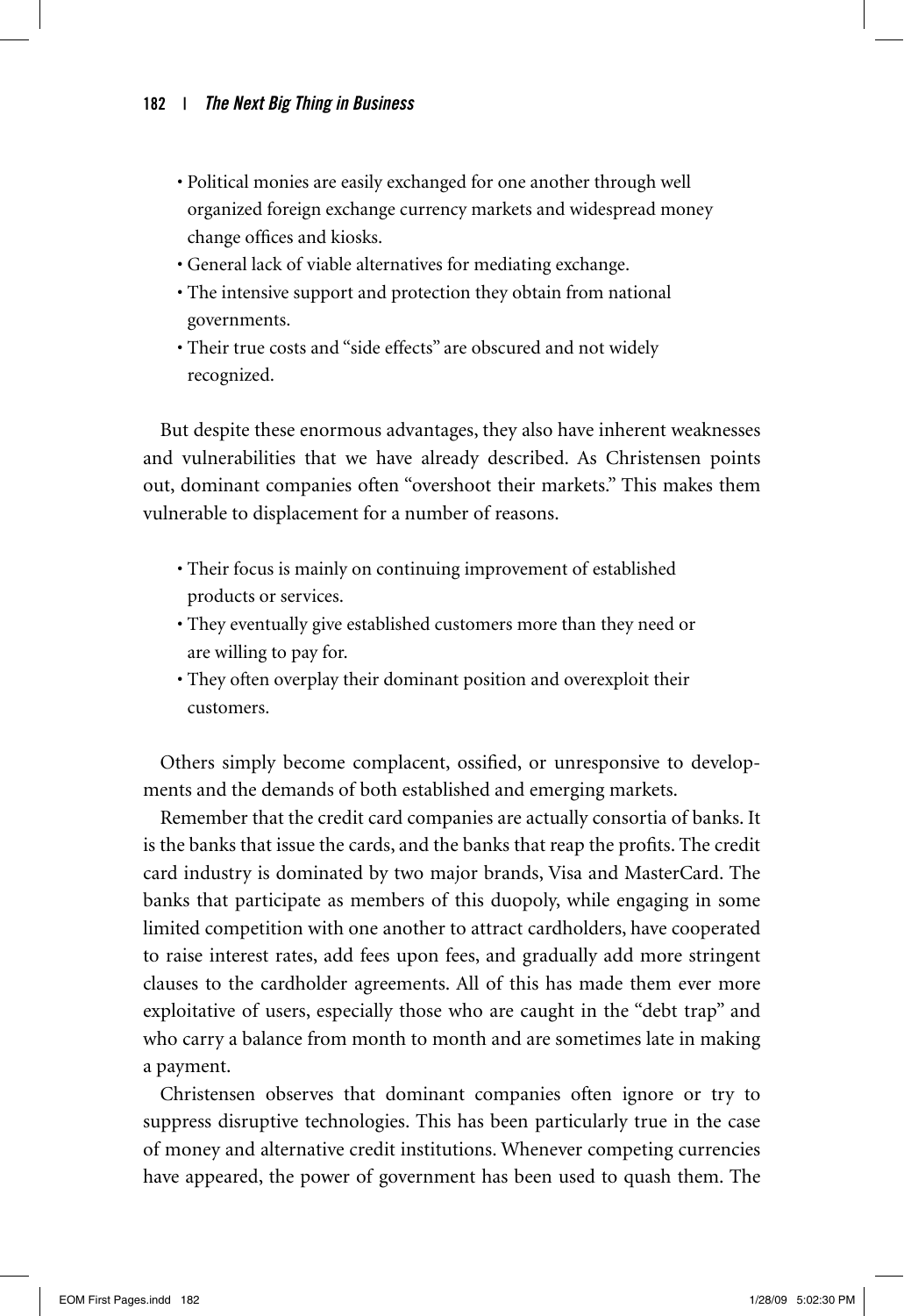- Political monies are easily exchanged for one another through well organized foreign exchange currency markets and widespread money change offices and kiosks.
- General lack of viable alternatives for mediating exchange.
- The intensive support and protection they obtain from national governments.
- Their true costs and "side effects" are obscured and not widely recognized.

But despite these enormous advantages, they also have inherent weaknesses and vulnerabilities that we have already described. As Christensen points out, dominant companies often "overshoot their markets." This makes them vulnerable to displacement for a number of reasons.

- Their focus is mainly on continuing improvement of established products or services.
- They eventually give established customers more than they need or are willing to pay for.
- They often overplay their dominant position and overexploit their customers.

Others simply become complacent, ossified, or unresponsive to developments and the demands of both established and emerging markets.

Remember that the credit card companies are actually consortia of banks. It is the banks that issue the cards, and the banks that reap the profits. The credit card industry is dominated by two major brands, Visa and MasterCard. The banks that participate as members of this duopoly, while engaging in some limited competition with one another to attract cardholders, have cooperated to raise interest rates, add fees upon fees, and gradually add more stringent clauses to the cardholder agreements. All of this has made them ever more exploitative of users, especially those who are caught in the "debt trap" and who carry a balance from month to month and are sometimes late in making a payment.

Christensen observes that dominant companies often ignore or try to suppress disruptive technologies. This has been particularly true in the case of money and alternative credit institutions. Whenever competing currencies have appeared, the power of government has been used to quash them. The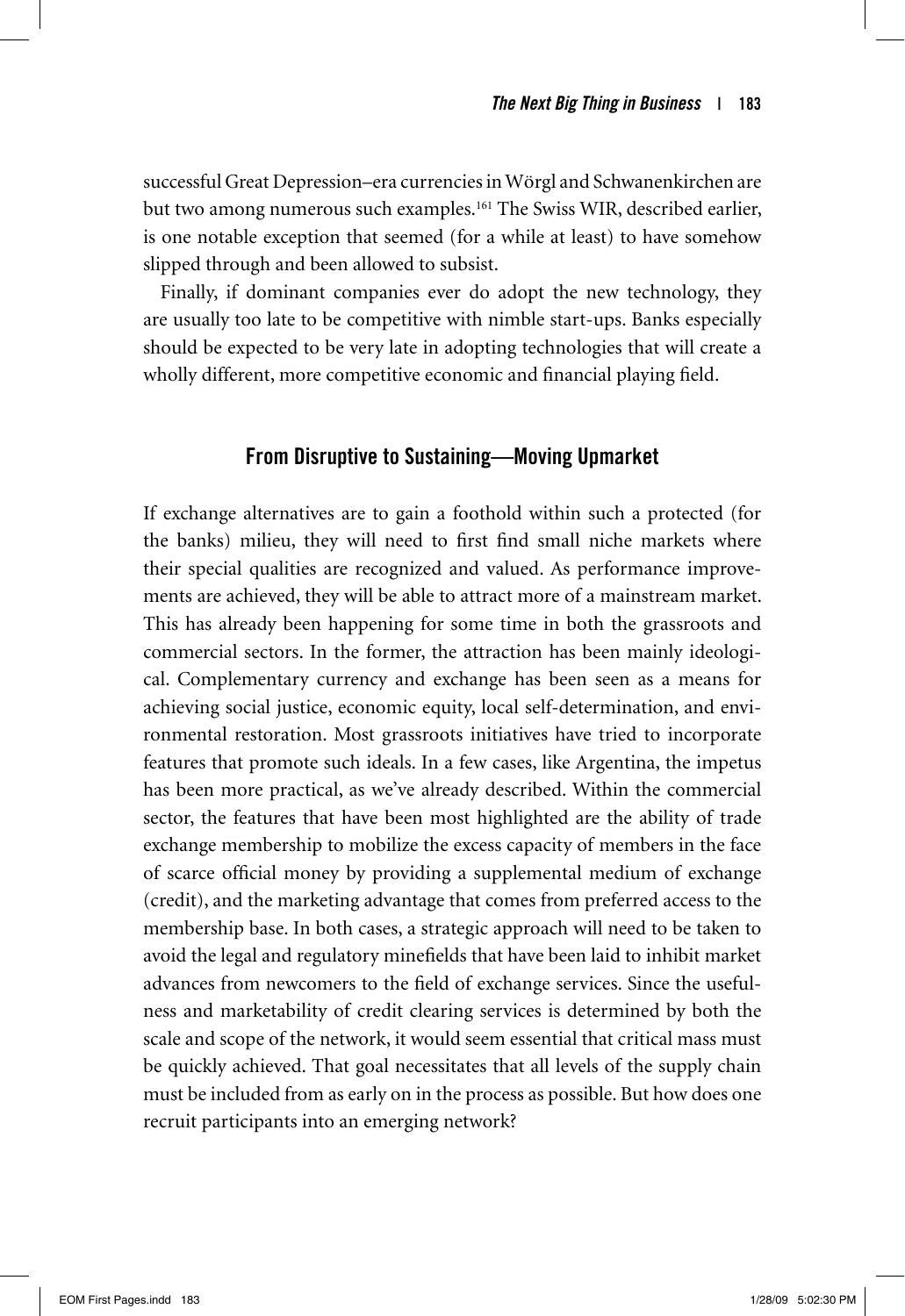successful Great Depression–era currencies in Wörgl and Schwanenkirchen are but two among numerous such examples.[161] The Swiss WIR, described earlier, is one notable exception that seemed (for a while at least) to have somehow slipped through and been allowed to subsist.

Finally, if dominant companies ever do adopt the new technology, they are usually too late to be competitive with nimble start-ups. Banks especially should be expected to be very late in adopting technologies that will create a wholly different, more competitive economic and financial playing field.

## From Disruptive to Sustaining—Moving Upmarket

If exchange alternatives are to gain a foothold within such a protected (for the banks) milieu, they will need to first find small niche markets where their special qualities are recognized and valued. As performance improvements are achieved, they will be able to attract more of a mainstream market. This has already been happening for some time in both the grassroots and commercial sectors. In the former, the attraction has been mainly ideological. Complementary currency and exchange has been seen as a means for achieving social justice, economic equity, local self-determination, and environmental restoration. Most grassroots initiatives have tried to incorporate features that promote such ideals. In a few cases, like Argentina, the impetus has been more practical, as we've already described. Within the commercial sector, the features that have been most highlighted are the ability of trade exchange membership to mobilize the excess capacity of members in the face of scarce official money by providing a supplemental medium of exchange (credit), and the marketing advantage that comes from preferred access to the membership base. In both cases, a strategic approach will need to be taken to avoid the legal and regulatory minefields that have been laid to inhibit market advances from newcomers to the field of exchange services. Since the usefulness and marketability of credit clearing services is determined by both the scale and scope of the network, it would seem essential that critical mass must be quickly achieved. That goal necessitates that all levels of the supply chain must be included from as early on in the process as possible. But how does one recruit participants into an emerging network?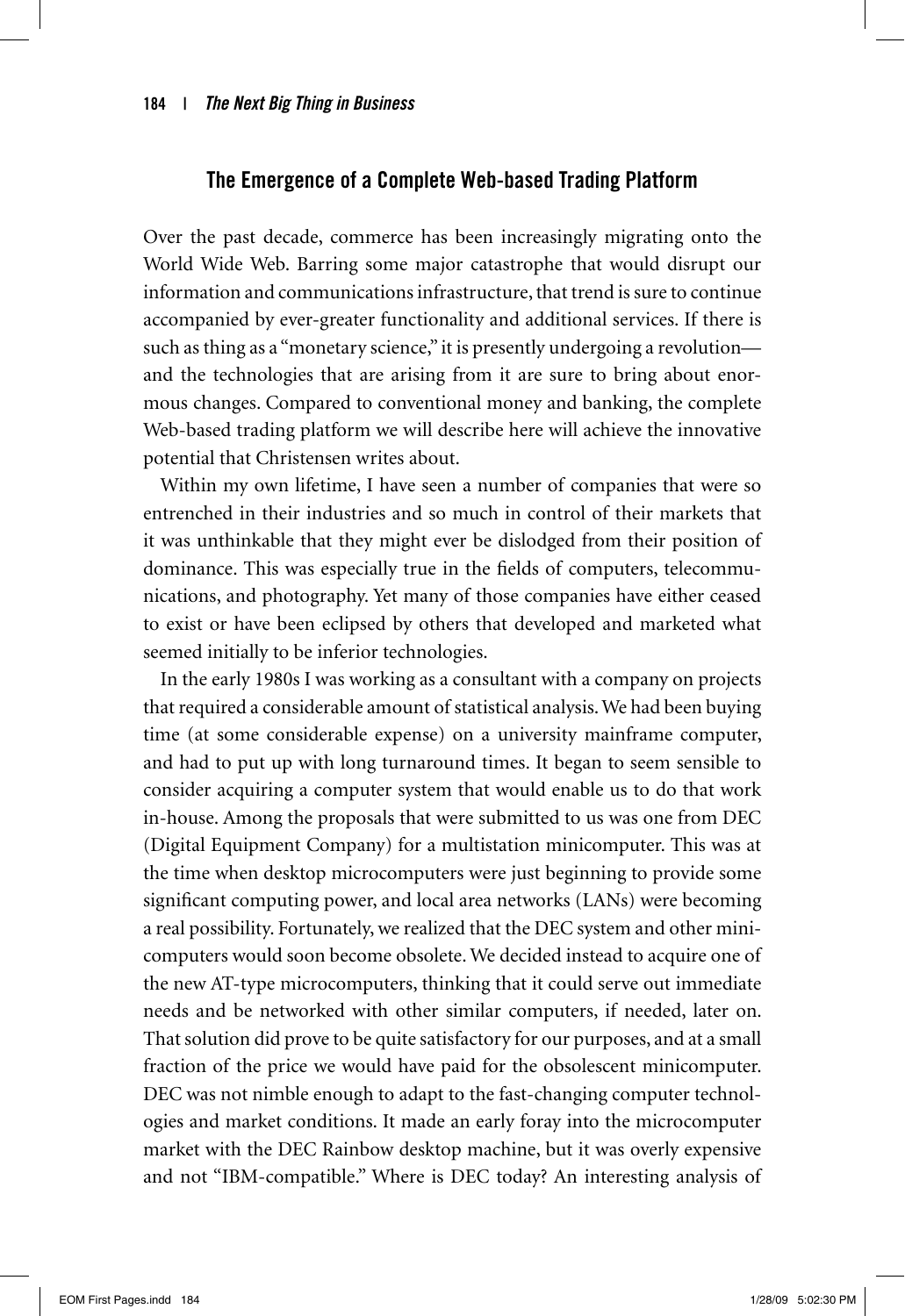## The Emergence of a Complete Web-based Trading Platform

Over the past decade, commerce has been increasingly migrating onto the World Wide Web. Barring some major catastrophe that would disrupt our information and communications infrastructure, that trend is sure to continue accompanied by ever-greater functionality and additional services. If there is such as thing as a "monetary science," it is presently undergoing a revolution—and the technologies that are arising from it are sure to bring about enormous changes. Compared to conventional money and banking, the complete Web-based trading platform we will describe here will achieve the innovative potential that Christensen writes about.

Within my own lifetime, I have seen a number of companies that were so entrenched in their industries and so much in control of their markets that it was unthinkable that they might ever be dislodged from their position of dominance. This was especially true in the fields of computers, telecommunications, and photography. Yet many of those companies have either ceased to exist or have been eclipsed by others that developed and marketed what seemed initially to be inferior technologies.

In the early 1980s I was working as a consultant with a company on projects that required a considerable amount of statistical analysis. We had been buying time (at some considerable expense) on a university mainframe computer, and had to put up with long turnaround times. It began to seem sensible to consider acquiring a computer system that would enable us to do that work in-house. Among the proposals that were submitted to us was one from DEC (Digital Equipment Company) for a multistation minicomputer. This was at the time when desktop microcomputers were just beginning to provide some significant computing power, and local area networks (LANs) were becoming a real possibility. Fortunately, we realized that the DEC system and other minicomputers would soon become obsolete. We decided instead to acquire one of the new AT-type microcomputers, thinking that it could serve out immediate needs and be networked with other similar computers, if needed, later on. That solution did prove to be quite satisfactory for our purposes, and at a small fraction of the price we would have paid for the obsolescent minicomputer. DEC was not nimble enough to adapt to the fast-changing computer technologies and market conditions. It made an early foray into the microcomputer market with the DEC Rainbow desktop machine, but it was overly expensive and not "IBM-compatible." Where is DEC today? An interesting analysis of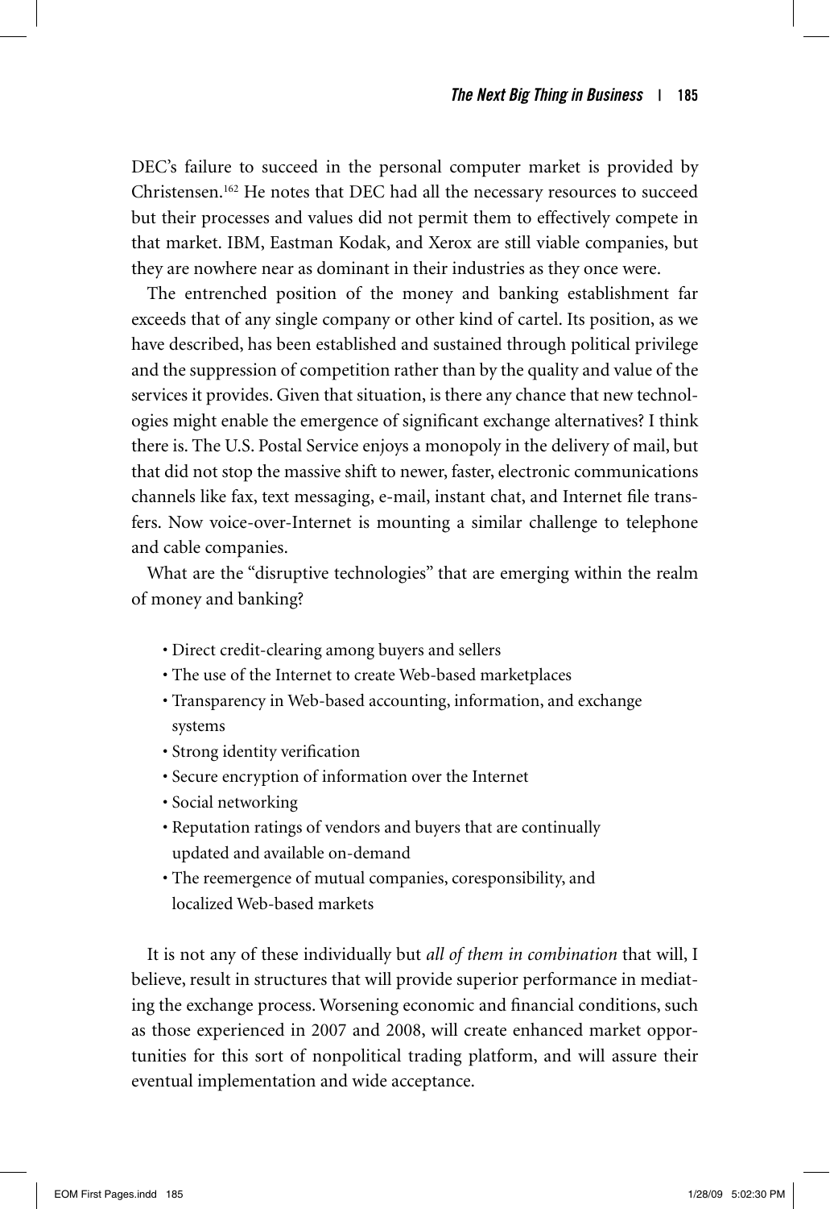DEC's failure to succeed in the personal computer market is provided by Christensen.[162] He notes that DEC had all the necessary resources to succeed but their processes and values did not permit them to effectively compete in that market. IBM, Eastman Kodak, and Xerox are still viable companies, but they are nowhere near as dominant in their industries as they once were.

The entrenched position of the money and banking establishment far exceeds that of any single company or other kind of cartel. Its position, as we have described, has been established and sustained through political privilege and the suppression of competition rather than by the quality and value of the services it provides. Given that situation, is there any chance that new technologies might enable the emergence of significant exchange alternatives? I think there is. The U.S. Postal Service enjoys a monopoly in the delivery of mail, but that did not stop the massive shift to newer, faster, electronic communications channels like fax, text messaging, e-mail, instant chat, and Internet file transfers. Now voice-over-Internet is mounting a similar challenge to telephone and cable companies.

What are the "disruptive technologies" that are emerging within the realm of money and banking?

- Direct credit-clearing among buyers and sellers
- The use of the Internet to create Web-based marketplaces
- Transparency in Web-based accounting, information, and exchange systems
- Strong identity verification
- Secure encryption of information over the Internet
- Social networking
- Reputation ratings of vendors and buyers that are continually updated and available on-demand
- The reemergence of mutual companies, coresponsibility, and localized Web-based markets

It is not any of these individually but *all of them in combination* that will, I believe, result in structures that will provide superior performance in mediating the exchange process. Worsening economic and financial conditions, such as those experienced in 2007 and 2008, will create enhanced market opportunities for this sort of nonpolitical trading platform, and will assure their eventual implementation and wide acceptance.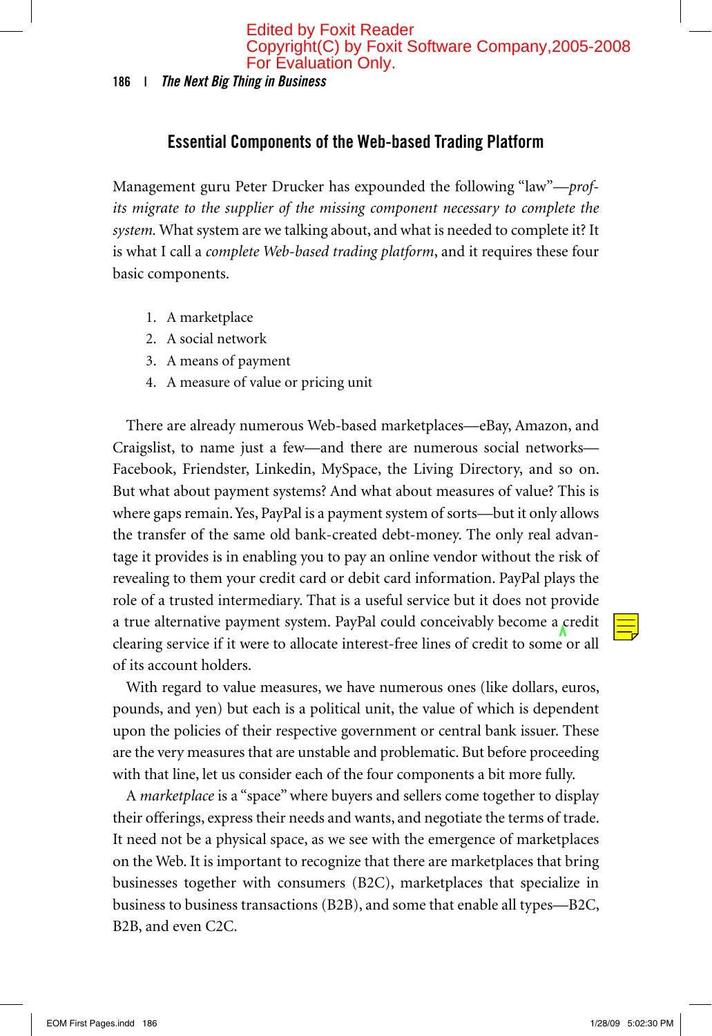## Essential Components of the Web-based Trading Platform

Management guru Peter Drucker has expounded the following "law"—*profits migrate to the supplier of the missing component necessary to complete the system.* What system are we talking about, and what is needed to complete it? It is what I call a *complete Web-based trading platform*, and it requires these four basic components.

1. A marketplace
2. A social network
3. A means of payment
4. A measure of value or pricing unit

There are already numerous Web-based marketplaces—eBay, Amazon, and Craigslist, to name just a few—and there are numerous social networks—Facebook, Friendster, Linkedin, MySpace, the Living Directory, and so on. But what about payment systems? And what about measures of value? This is where gaps remain. Yes, PayPal is a payment system of sorts—but it only allows the transfer of the same old bank-created debt-money. The only real advantage it provides is in enabling you to pay an online vendor without the risk of revealing to them your credit card or debit card information. PayPal plays the role of a trusted intermediary. That is a useful service but it does not provide a true alternative payment system. PayPal could conceivably become a credit clearing service if it were to allocate interest-free lines of credit to some or all of its account holders.

With regard to value measures, we have numerous ones (like dollars, euros, pounds, and yen) but each is a political unit, the value of which is dependent upon the policies of their respective government or central bank issuer. These are the very measures that are unstable and problematic. But before proceeding with that line, let us consider each of the four components a bit more fully.

A *marketplace* is a "space" where buyers and sellers come together to display their offerings, express their needs and wants, and negotiate the terms of trade. It need not be a physical space, as we see with the emergence of marketplaces on the Web. It is important to recognize that there are marketplaces that bring businesses together with consumers (B2C), marketplaces that specialize in business to business transactions (B2B), and some that enable all types—B2C, B2B, and even C2C.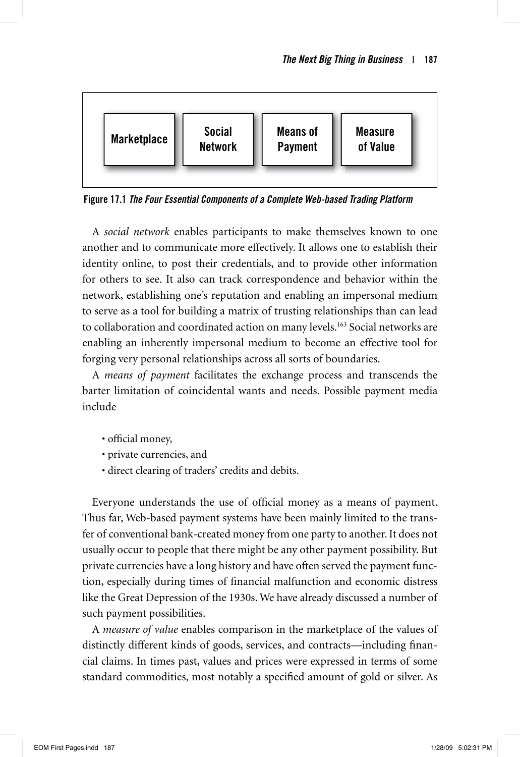Marketplace

Social Network

Means of Payment

Measure of Value

**Figure 17.1** ***The Four Essential Components of a Complete Web-based Trading Platform***

A *social network* enables participants to make themselves known to one another and to communicate more effectively. It allows one to establish their identity online, to post their credentials, and to provide other information for others to see. It also can track correspondence and behavior within the network, establishing one's reputation and enabling an impersonal medium to serve as a tool for building a matrix of trusting relationships than can lead to collaboration and coordinated action on many levels.[163] Social networks are enabling an inherently impersonal medium to become an effective tool for forging very personal relationships across all sorts of boundaries.

A *means of payment* facilitates the exchange process and transcends the barter limitation of coincidental wants and needs. Possible payment media include

- official money,
- private currencies, and
- direct clearing of traders' credits and debits.

Everyone understands the use of official money as a means of payment. Thus far, Web-based payment systems have been mainly limited to the transfer of conventional bank-created money from one party to another. It does not usually occur to people that there might be any other payment possibility. But private currencies have a long history and have often served the payment function, especially during times of financial malfunction and economic distress like the Great Depression of the 1930s. We have already discussed a number of such payment possibilities.

A *measure of value* enables comparison in the marketplace of the values of distinctly different kinds of goods, services, and contracts—including financial claims. In times past, values and prices were expressed in terms of some standard commodities, most notably a specified amount of gold or silver. As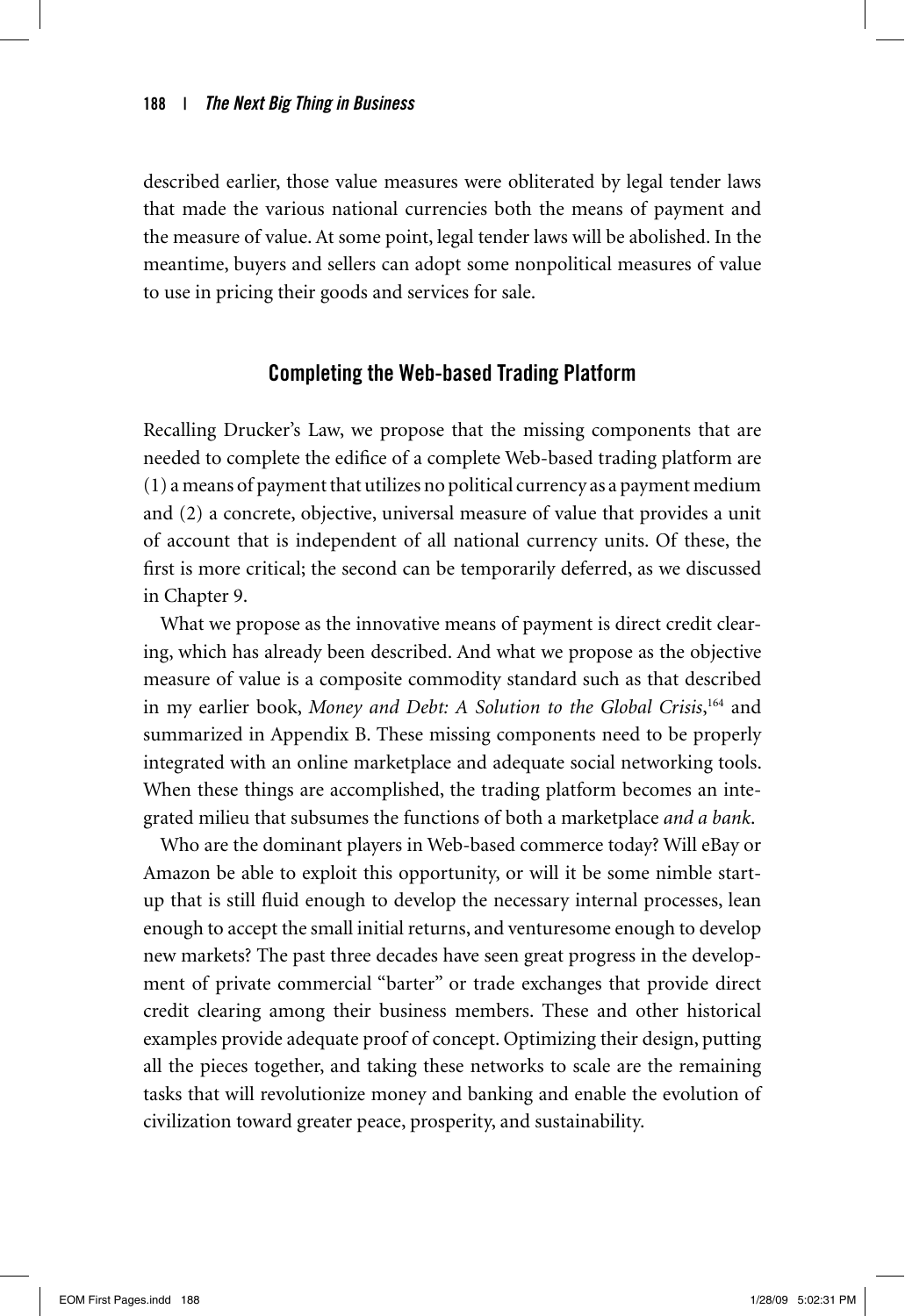described earlier, those value measures were obliterated by legal tender laws that made the various national currencies both the means of payment and the measure of value. At some point, legal tender laws will be abolished. In the meantime, buyers and sellers can adopt some nonpolitical measures of value to use in pricing their goods and services for sale.

## Completing the Web-based Trading Platform

Recalling Drucker's Law, we propose that the missing components that are needed to complete the edifice of a complete Web-based trading platform are (1) a means of payment that utilizes no political currency as a payment medium and (2) a concrete, objective, universal measure of value that provides a unit of account that is independent of all national currency units. Of these, the first is more critical; the second can be temporarily deferred, as we discussed in Chapter 9.

What we propose as the innovative means of payment is direct credit clearing, which has already been described. And what we propose as the objective measure of value is a composite commodity standard such as that described in my earlier book, *Money and Debt: A Solution to the Global Crisis*,[164] and summarized in Appendix B. These missing components need to be properly integrated with an online marketplace and adequate social networking tools. When these things are accomplished, the trading platform becomes an integrated milieu that subsumes the functions of both a marketplace *and a bank*.

Who are the dominant players in Web-based commerce today? Will eBay or Amazon be able to exploit this opportunity, or will it be some nimble start-up that is still fluid enough to develop the necessary internal processes, lean enough to accept the small initial returns, and venturesome enough to develop new markets? The past three decades have seen great progress in the development of private commercial "barter" or trade exchanges that provide direct credit clearing among their business members. These and other historical examples provide adequate proof of concept. Optimizing their design, putting all the pieces together, and taking these networks to scale are the remaining tasks that will revolutionize money and banking and enable the evolution of civilization toward greater peace, prosperity, and sustainability.